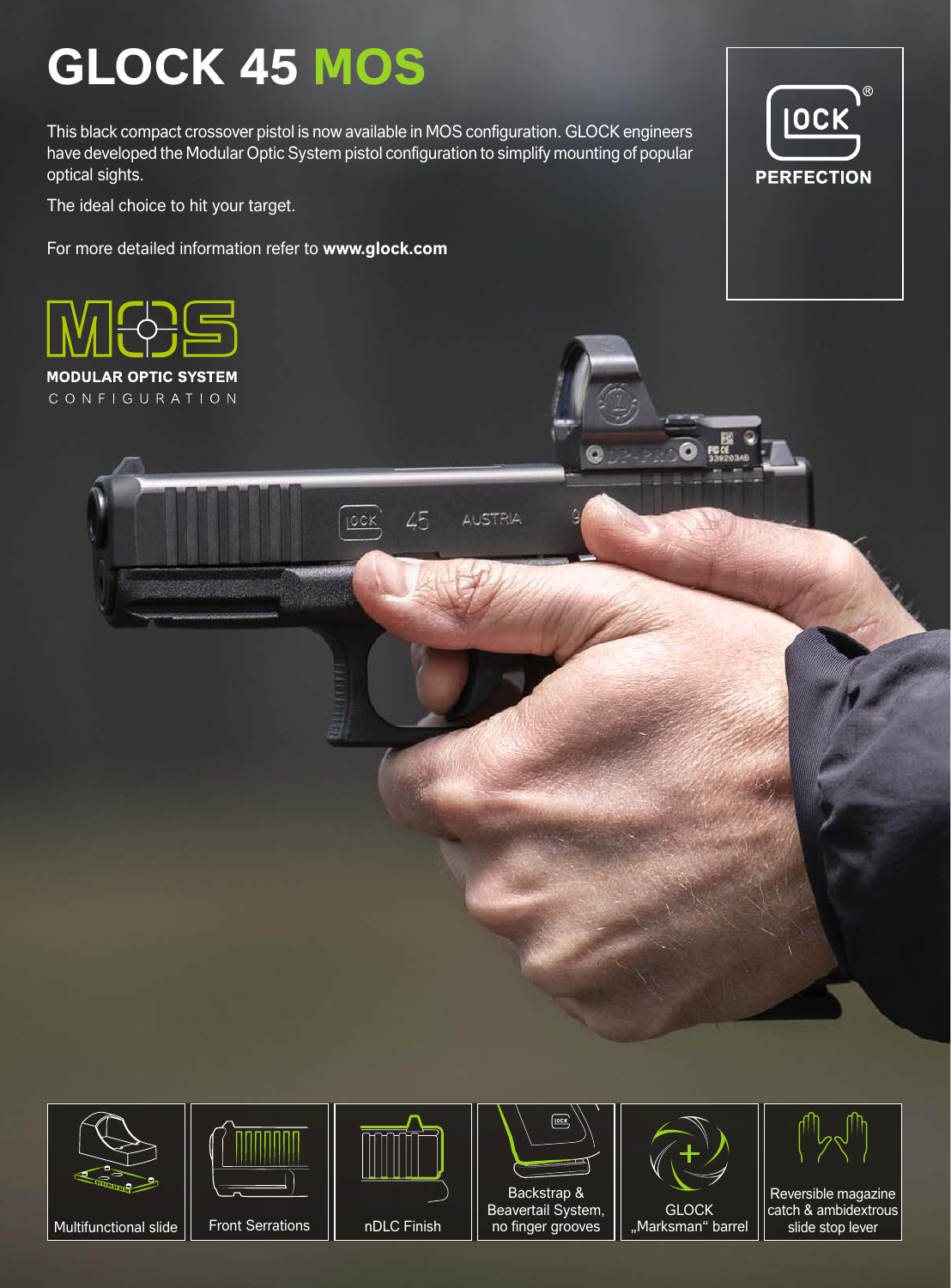# GLOCK 45 MOS

This black compact crossover pistol is now available in MOS configuration. GLOCK engineers have developed the Modular Optic System pistol configuration to simplify mounting of popular optical sights.

The ideal choice to hit your target.

For more detailed information refer to **www.glock.com**

GLOCK PERFECTION

MOS

**MODULAR OPTIC SYSTEM**
CONFIGURATION

- Multifunctional slide
- Front Serrations
- nDLC Finish
- Backstrap & Beavertail System, no finger grooves
- GLOCK „Marksman“ barrel
- Reversible magazine catch & ambidextrous slide stop lever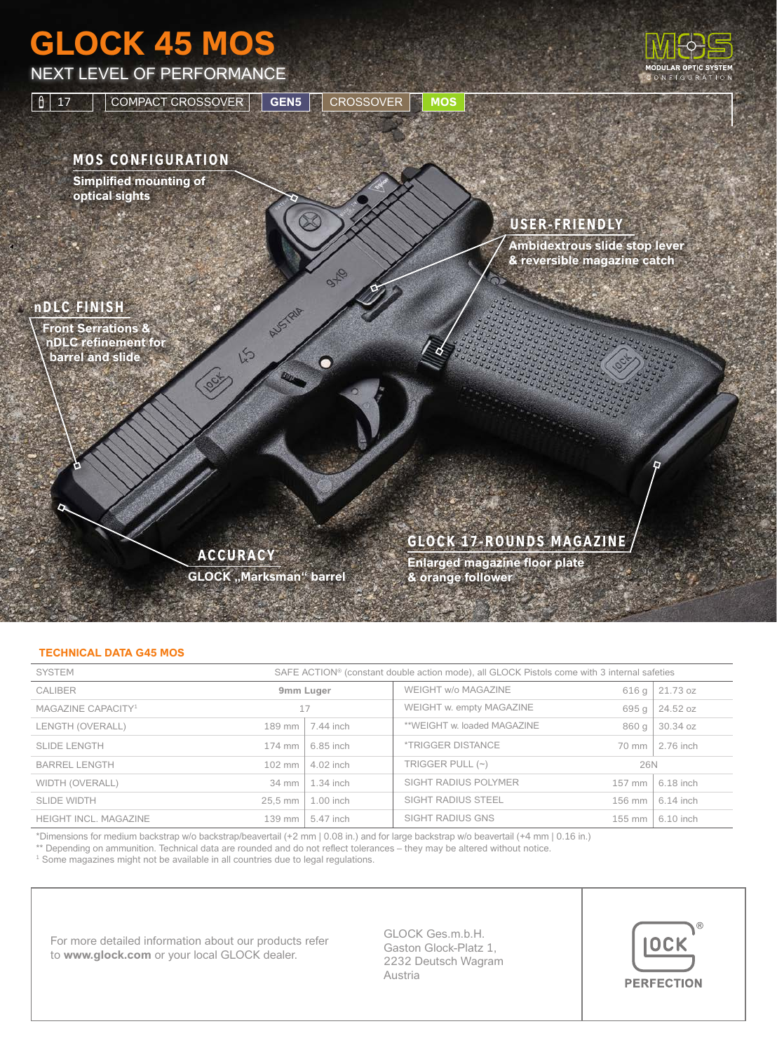# GLOCK 45 MOS

NEXT LEVEL OF PERFORMANCE

17 | COMPACT CROSSOVER | GEN5 | CROSSOVER | MOS

MODULAR OPTIC SYSTEM CONFIGURATION

**MOS CONFIGURATION**
Simplified mounting of optical sights

**USER-FRIENDLY**
Ambidextrous slide stop lever & reversible magazine catch

**nDLC FINISH**
Front Serrations & nDLC refinement for barrel and slide

**ACCURACY**
GLOCK „Marksman" barrel

**GLOCK 17-ROUNDS MAGAZINE**
Enlarged magazine floor plate & orange follower

## TECHNICAL DATA G45 MOS

| SYSTEM | SAFE ACTION® (constant double action mode), all GLOCK Pistols come with 3 internal safeties | | | | |
|---|---|---|---|---|---|
| CALIBER | 9mm Luger | | WEIGHT w/o MAGAZINE | 616 g | 21.73 oz |
| MAGAZINE CAPACITY[1] | 17 | | WEIGHT w. empty MAGAZINE | 695 g | 24.52 oz |
| LENGTH (OVERALL) | 189 mm | 7.44 inch | **WEIGHT w. loaded MAGAZINE | 860 g | 30.34 oz |
| SLIDE LENGTH | 174 mm | 6.85 inch | *TRIGGER DISTANCE | 70 mm | 2.76 inch |
| BARREL LENGTH | 102 mm | 4.02 inch | TRIGGER PULL (~) | 26N | |
| WIDTH (OVERALL) | 34 mm | 1.34 inch | SIGHT RADIUS POLYMER | 157 mm | 6.18 inch |
| SLIDE WIDTH | 25,5 mm | 1.00 inch | SIGHT RADIUS STEEL | 156 mm | 6.14 inch |
| HEIGHT INCL. MAGAZINE | 139 mm | 5.47 inch | SIGHT RADIUS GNS | 155 mm | 6.10 inch |

*Dimensions for medium backstrap w/o backstrap/beavertail (+2 mm | 0.08 in.) and for large backstrap w/o beavertail (+4 mm | 0.16 in.)
** Depending on ammunition. Technical data are rounded and do not reflect tolerances – they may be altered without notice.
[1] Some magazines might not be available in all countries due to legal regulations.

For more detailed information about our products refer to **www.glock.com** or your local GLOCK dealer.

GLOCK Ges.m.b.H.
Gaston Glock-Platz 1,
2232 Deutsch Wagram
Austria

GLOCK®
PERFECTION